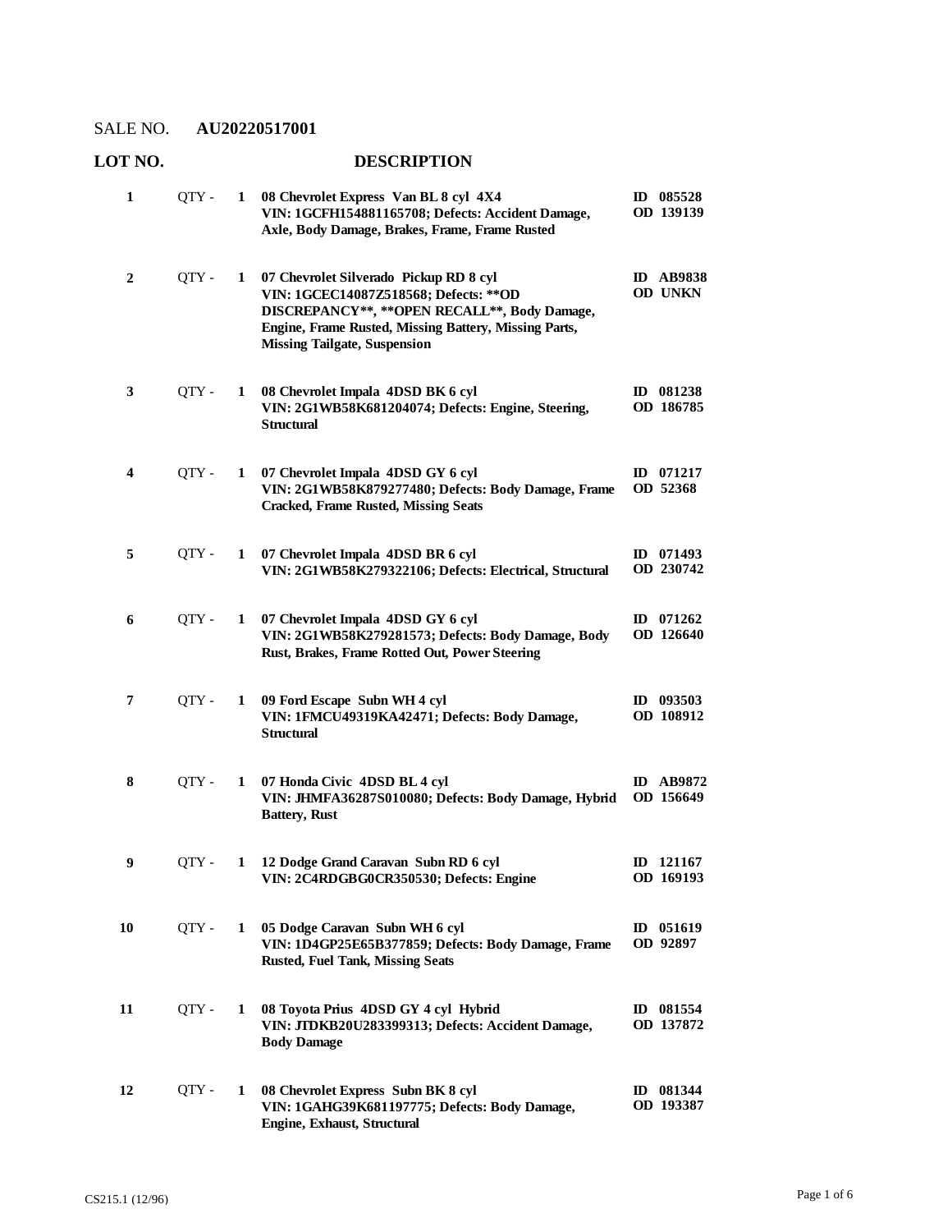SALE NO. **AU20220517001**

| LOT NO. | | | DESCRIPTION | |
|---|---|---|---|---|
| 1 | QTY - | 1 | **08 Chevrolet Express Van BL 8 cyl 4X4**<br>**VIN: 1GCFH154881165708; Defects: Accident Damage, Axle, Body Damage, Brakes, Frame, Frame Rusted** | **ID 085528**<br>**OD 139139** |
| 2 | QTY - | 1 | **07 Chevrolet Silverado Pickup RD 8 cyl**<br>**VIN: 1GCEC14087Z518568; Defects: **OD DISCREPANCY**, **OPEN RECALL**, Body Damage, Engine, Frame Rusted, Missing Battery, Missing Parts, Missing Tailgate, Suspension** | **ID AB9838**<br>**OD UNKN** |
| 3 | QTY - | 1 | **08 Chevrolet Impala 4DSD BK 6 cyl**<br>**VIN: 2G1WB58K681204074; Defects: Engine, Steering, Structural** | **ID 081238**<br>**OD 186785** |
| 4 | QTY - | 1 | **07 Chevrolet Impala 4DSD GY 6 cyl**<br>**VIN: 2G1WB58K879277480; Defects: Body Damage, Frame Cracked, Frame Rusted, Missing Seats** | **ID 071217**<br>**OD 52368** |
| 5 | QTY - | 1 | **07 Chevrolet Impala 4DSD BR 6 cyl**<br>**VIN: 2G1WB58K279322106; Defects: Electrical, Structural** | **ID 071493**<br>**OD 230742** |
| 6 | QTY - | 1 | **07 Chevrolet Impala 4DSD GY 6 cyl**<br>**VIN: 2G1WB58K279281573; Defects: Body Damage, Body Rust, Brakes, Frame Rotted Out, Power Steering** | **ID 071262**<br>**OD 126640** |
| 7 | QTY - | 1 | **09 Ford Escape Subn WH 4 cyl**<br>**VIN: 1FMCU49319KA42471; Defects: Body Damage, Structural** | **ID 093503**<br>**OD 108912** |
| 8 | QTY - | 1 | **07 Honda Civic 4DSD BL 4 cyl**<br>**VIN: JHMFA36287S010080; Defects: Body Damage, Hybrid Battery, Rust** | **ID AB9872**<br>**OD 156649** |
| 9 | QTY - | 1 | **12 Dodge Grand Caravan Subn RD 6 cyl**<br>**VIN: 2C4RDGBG0CR350530; Defects: Engine** | **ID 121167**<br>**OD 169193** |
| 10 | QTY - | 1 | **05 Dodge Caravan Subn WH 6 cyl**<br>**VIN: 1D4GP25E65B377859; Defects: Body Damage, Frame Rusted, Fuel Tank, Missing Seats** | **ID 051619**<br>**OD 92897** |
| 11 | QTY - | 1 | **08 Toyota Prius 4DSD GY 4 cyl Hybrid**<br>**VIN: JTDKB20U283399313; Defects: Accident Damage, Body Damage** | **ID 081554**<br>**OD 137872** |
| 12 | QTY - | 1 | **08 Chevrolet Express Subn BK 8 cyl**<br>**VIN: 1GAHG39K681197775; Defects: Body Damage, Engine, Exhaust, Structural** | **ID 081344**<br>**OD 193387** |

CS215.1 (12/96)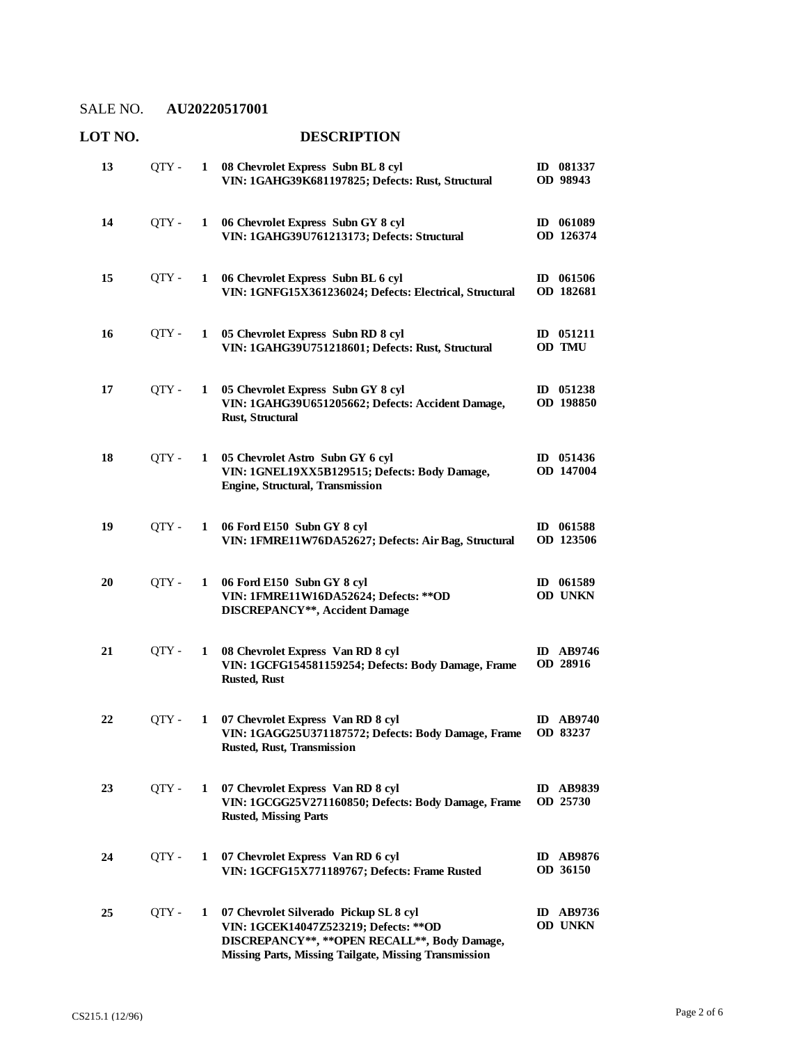SALE NO. **AU20220517001**

| LOT NO. | | | DESCRIPTION | |
|---|---|---|---|---|
| **13** | QTY - | **1** | **08 Chevrolet Express Subn BL 8 cyl**<br>**VIN: 1GAHG39K681197825; Defects: Rust, Structural** | **ID 081337**<br>**OD 98943** |
| **14** | QTY - | **1** | **06 Chevrolet Express Subn GY 8 cyl**<br>**VIN: 1GAHG39U761213173; Defects: Structural** | **ID 061089**<br>**OD 126374** |
| **15** | QTY - | **1** | **06 Chevrolet Express Subn BL 6 cyl**<br>**VIN: 1GNFG15X361236024; Defects: Electrical, Structural** | **ID 061506**<br>**OD 182681** |
| **16** | QTY - | **1** | **05 Chevrolet Express Subn RD 8 cyl**<br>**VIN: 1GAHG39U751218601; Defects: Rust, Structural** | **ID 051211**<br>**OD TMU** |
| **17** | QTY - | **1** | **05 Chevrolet Express Subn GY 8 cyl**<br>**VIN: 1GAHG39U651205662; Defects: Accident Damage, Rust, Structural** | **ID 051238**<br>**OD 198850** |
| **18** | QTY - | **1** | **05 Chevrolet Astro Subn GY 6 cyl**<br>**VIN: 1GNEL19XX5B129515; Defects: Body Damage, Engine, Structural, Transmission** | **ID 051436**<br>**OD 147004** |
| **19** | QTY - | **1** | **06 Ford E150 Subn GY 8 cyl**<br>**VIN: 1FMRE11W76DA52627; Defects: Air Bag, Structural** | **ID 061588**<br>**OD 123506** |
| **20** | QTY - | **1** | **06 Ford E150 Subn GY 8 cyl**<br>**VIN: 1FMRE11W16DA52624; Defects: **OD DISCREPANCY**, Accident Damage** | **ID 061589**<br>**OD UNKN** |
| **21** | QTY - | **1** | **08 Chevrolet Express Van RD 8 cyl**<br>**VIN: 1GCFG154581159254; Defects: Body Damage, Frame Rusted, Rust** | **ID AB9746**<br>**OD 28916** |
| **22** | QTY - | **1** | **07 Chevrolet Express Van RD 8 cyl**<br>**VIN: 1GAGG25U371187572; Defects: Body Damage, Frame Rusted, Rust, Transmission** | **ID AB9740**<br>**OD 83237** |
| **23** | QTY - | **1** | **07 Chevrolet Express Van RD 8 cyl**<br>**VIN: 1GCGG25V271160850; Defects: Body Damage, Frame Rusted, Missing Parts** | **ID AB9839**<br>**OD 25730** |
| **24** | QTY - | **1** | **07 Chevrolet Express Van RD 6 cyl**<br>**VIN: 1GCFG15X771189767; Defects: Frame Rusted** | **ID AB9876**<br>**OD 36150** |
| **25** | QTY - | **1** | **07 Chevrolet Silverado Pickup SL 8 cyl**<br>**VIN: 1GCEK14047Z523219; Defects: **OD DISCREPANCY**, **OPEN RECALL**, Body Damage, Missing Parts, Missing Tailgate, Missing Transmission** | **ID AB9736**<br>**OD UNKN** |

CS215.1 (12/96)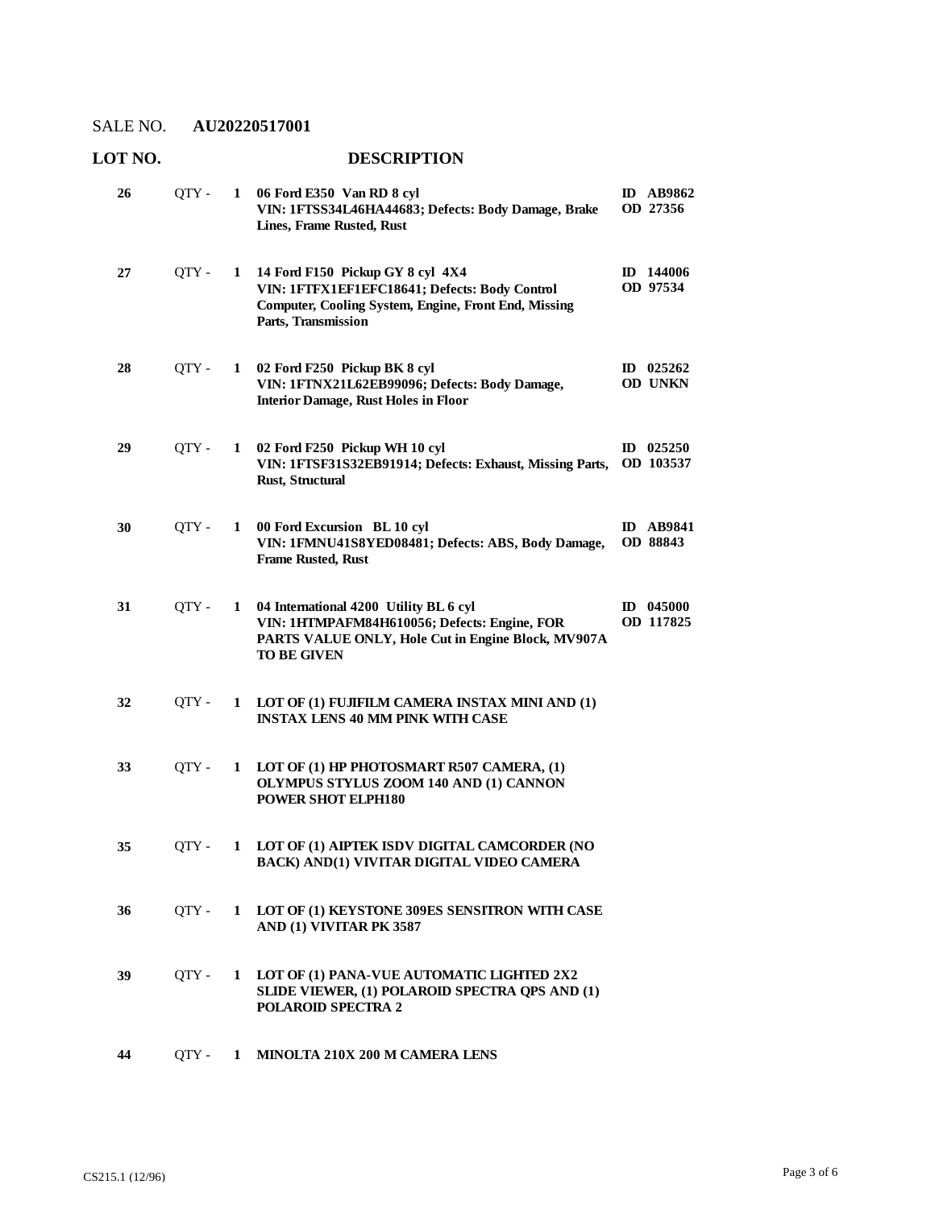SALE NO. **AU20220517001**

| LOT NO. | | | DESCRIPTION | |
|---|---|---|---|---|
| **26** | QTY - | **1** | **06 Ford E350 Van RD 8 cyl**<br>**VIN: 1FTSS34L46HA44683; Defects: Body Damage, Brake Lines, Frame Rusted, Rust** | **ID AB9862**<br>**OD 27356** |
| **27** | QTY - | **1** | **14 Ford F150 Pickup GY 8 cyl 4X4**<br>**VIN: 1FTFX1EF1EFC18641; Defects: Body Control Computer, Cooling System, Engine, Front End, Missing Parts, Transmission** | **ID 144006**<br>**OD 97534** |
| **28** | QTY - | **1** | **02 Ford F250 Pickup BK 8 cyl**<br>**VIN: 1FTNX21L62EB99096; Defects: Body Damage, Interior Damage, Rust Holes in Floor** | **ID 025262**<br>**OD UNKN** |
| **29** | QTY - | **1** | **02 Ford F250 Pickup WH 10 cyl**<br>**VIN: 1FTSF31S32EB91914; Defects: Exhaust, Missing Parts, Rust, Structural** | **ID 025250**<br>**OD 103537** |
| **30** | QTY - | **1** | **00 Ford Excursion BL 10 cyl**<br>**VIN: 1FMNU41S8YED08481; Defects: ABS, Body Damage, Frame Rusted, Rust** | **ID AB9841**<br>**OD 88843** |
| **31** | QTY - | **1** | **04 International 4200 Utility BL 6 cyl**<br>**VIN: 1HTMPAFM84H610056; Defects: Engine, FOR PARTS VALUE ONLY, Hole Cut in Engine Block, MV907A TO BE GIVEN** | **ID 045000**<br>**OD 117825** |
| **32** | QTY - | **1** | **LOT OF (1) FUJIFILM CAMERA INSTAX MINI AND (1) INSTAX LENS 40 MM PINK WITH CASE** | |
| **33** | QTY - | **1** | **LOT OF (1) HP PHOTOSMART R507 CAMERA, (1) OLYMPUS STYLUS ZOOM 140 AND (1) CANNON POWER SHOT ELPH180** | |
| **35** | QTY - | **1** | **LOT OF (1) AIPTEK ISDV DIGITAL CAMCORDER (NO BACK) AND(1) VIVITAR DIGITAL VIDEO CAMERA** | |
| **36** | QTY - | **1** | **LOT OF (1) KEYSTONE 309ES SENSITRON WITH CASE AND (1) VIVITAR PK 3587** | |
| **39** | QTY - | **1** | **LOT OF (1) PANA-VUE AUTOMATIC LIGHTED 2X2 SLIDE VIEWER, (1) POLAROID SPECTRA QPS AND (1) POLAROID SPECTRA 2** | |
| **44** | QTY - | **1** | **MINOLTA 210X 200 M CAMERA LENS** | |

CS215.1 (12/96)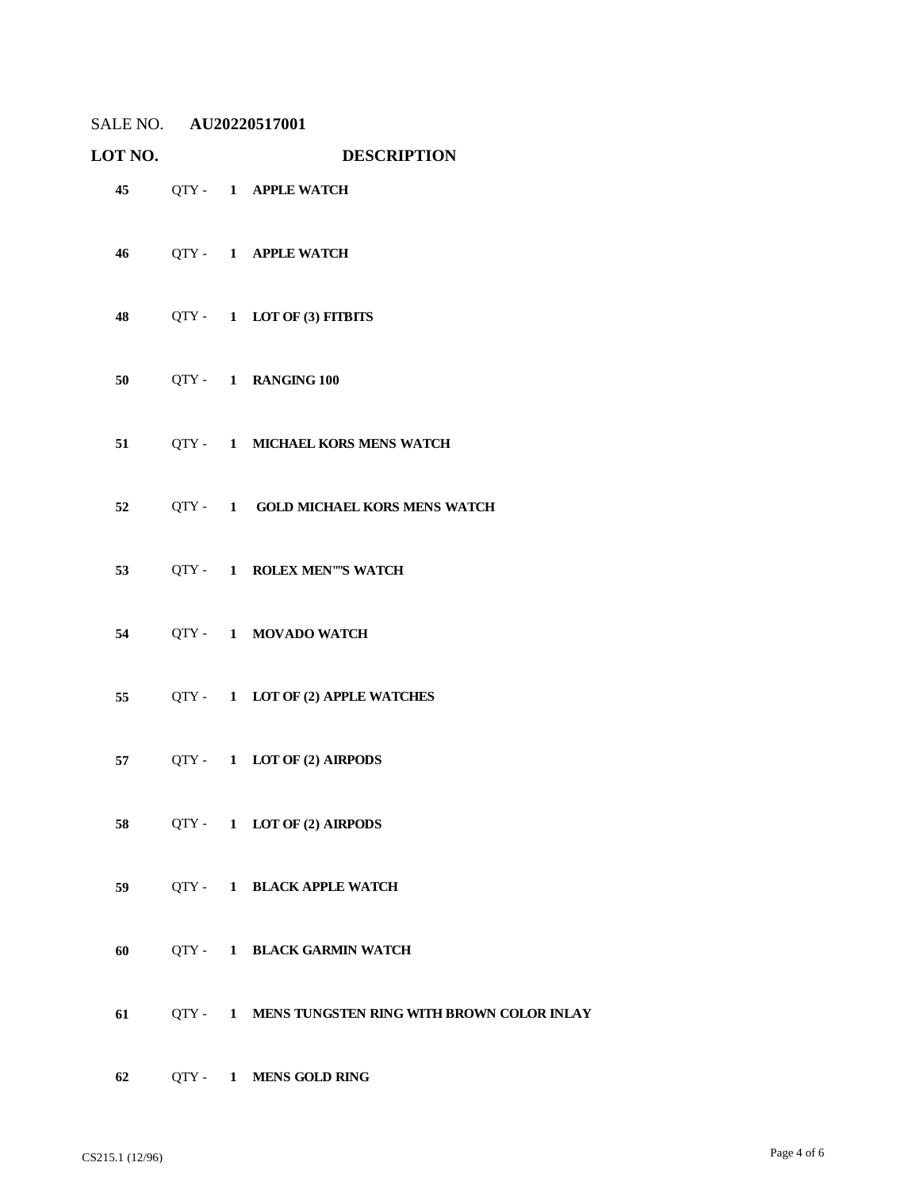SALE NO. **AU20220517001**

| LOT NO. | | | DESCRIPTION |
|---|---|---|---|
| **45** | QTY - | **1** | **APPLE WATCH** |
| **46** | QTY - | **1** | **APPLE WATCH** |
| **48** | QTY - | **1** | **LOT OF (3) FITBITS** |
| **50** | QTY - | **1** | **RANGING 100** |
| **51** | QTY - | **1** | **MICHAEL KORS MENS WATCH** |
| **52** | QTY - | **1** | **GOLD MICHAEL KORS MENS WATCH** |
| **53** | QTY - | **1** | **ROLEX MEN""S WATCH** |
| **54** | QTY - | **1** | **MOVADO WATCH** |
| **55** | QTY - | **1** | **LOT OF (2) APPLE WATCHES** |
| **57** | QTY - | **1** | **LOT OF (2) AIRPODS** |
| **58** | QTY - | **1** | **LOT OF (2) AIRPODS** |
| **59** | QTY - | **1** | **BLACK APPLE WATCH** |
| **60** | QTY - | **1** | **BLACK GARMIN WATCH** |
| **61** | QTY - | **1** | **MENS TUNGSTEN RING WITH BROWN COLOR INLAY** |
| **62** | QTY - | **1** | **MENS GOLD RING** |

CS215.1 (12/96)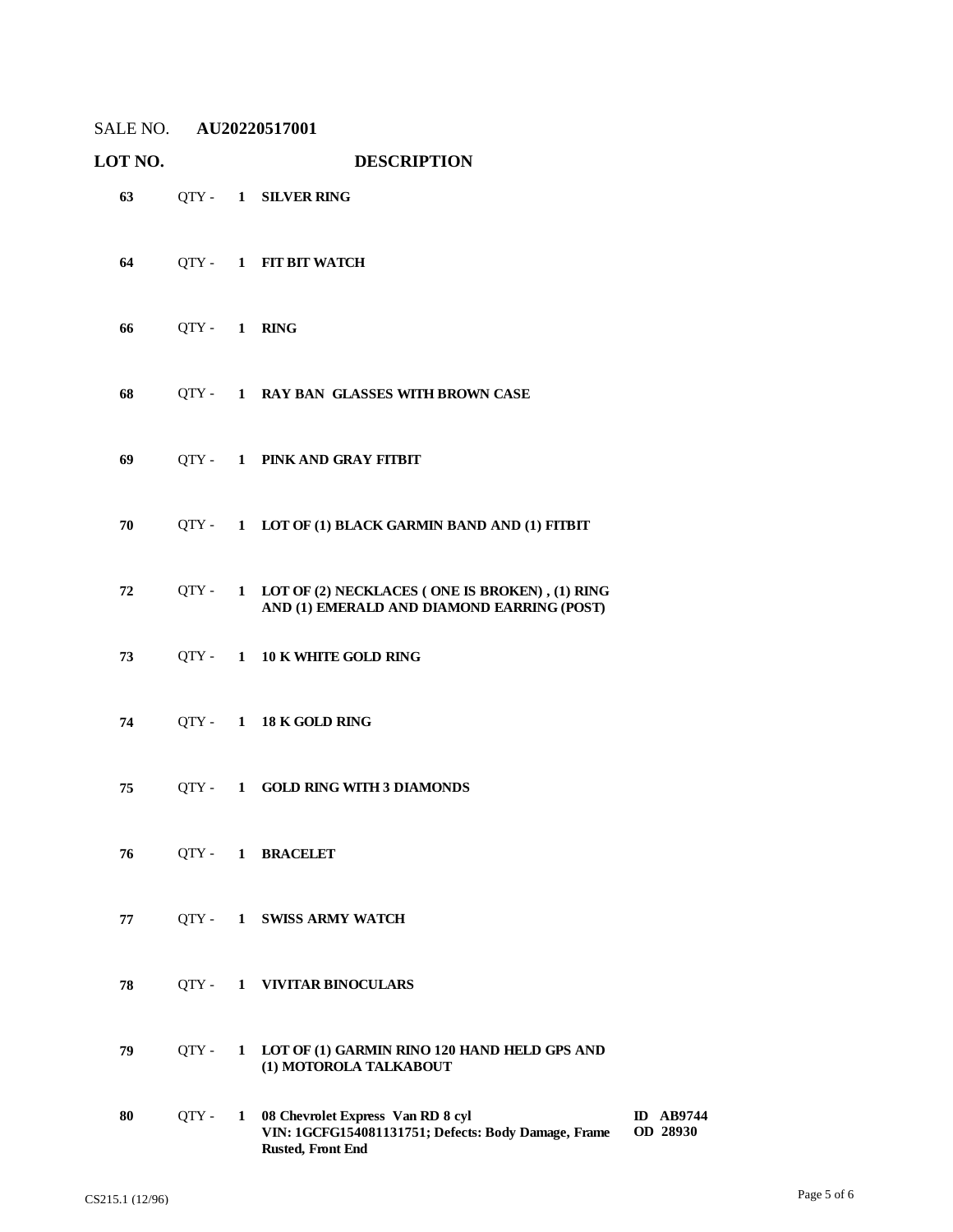SALE NO. **AU20220517001**

| LOT NO. | | | DESCRIPTION | |
|---|---|---|---|---|
| **63** | QTY - | **1** | **SILVER RING** | |
| **64** | QTY - | **1** | **FIT BIT WATCH** | |
| **66** | QTY - | **1** | **RING** | |
| **68** | QTY - | **1** | **RAY BAN GLASSES WITH BROWN CASE** | |
| **69** | QTY - | **1** | **PINK AND GRAY FITBIT** | |
| **70** | QTY - | **1** | **LOT OF (1) BLACK GARMIN BAND AND (1) FITBIT** | |
| **72** | QTY - | **1** | **LOT OF (2) NECKLACES ( ONE IS BROKEN) , (1) RING AND (1) EMERALD AND DIAMOND EARRING (POST)** | |
| **73** | QTY - | **1** | **10 K WHITE GOLD RING** | |
| **74** | QTY - | **1** | **18 K GOLD RING** | |
| **75** | QTY - | **1** | **GOLD RING WITH 3 DIAMONDS** | |
| **76** | QTY - | **1** | **BRACELET** | |
| **77** | QTY - | **1** | **SWISS ARMY WATCH** | |
| **78** | QTY - | **1** | **VIVITAR BINOCULARS** | |
| **79** | QTY - | **1** | **LOT OF (1) GARMIN RINO 120 HAND HELD GPS AND (1) MOTOROLA TALKABOUT** | |
| **80** | QTY - | **1** | **08 Chevrolet Express Van RD 8 cyl VIN: 1GCFG154081131751; Defects: Body Damage, Frame Rusted, Front End** | **ID AB9744 OD 28930** |

CS215.1 (12/96)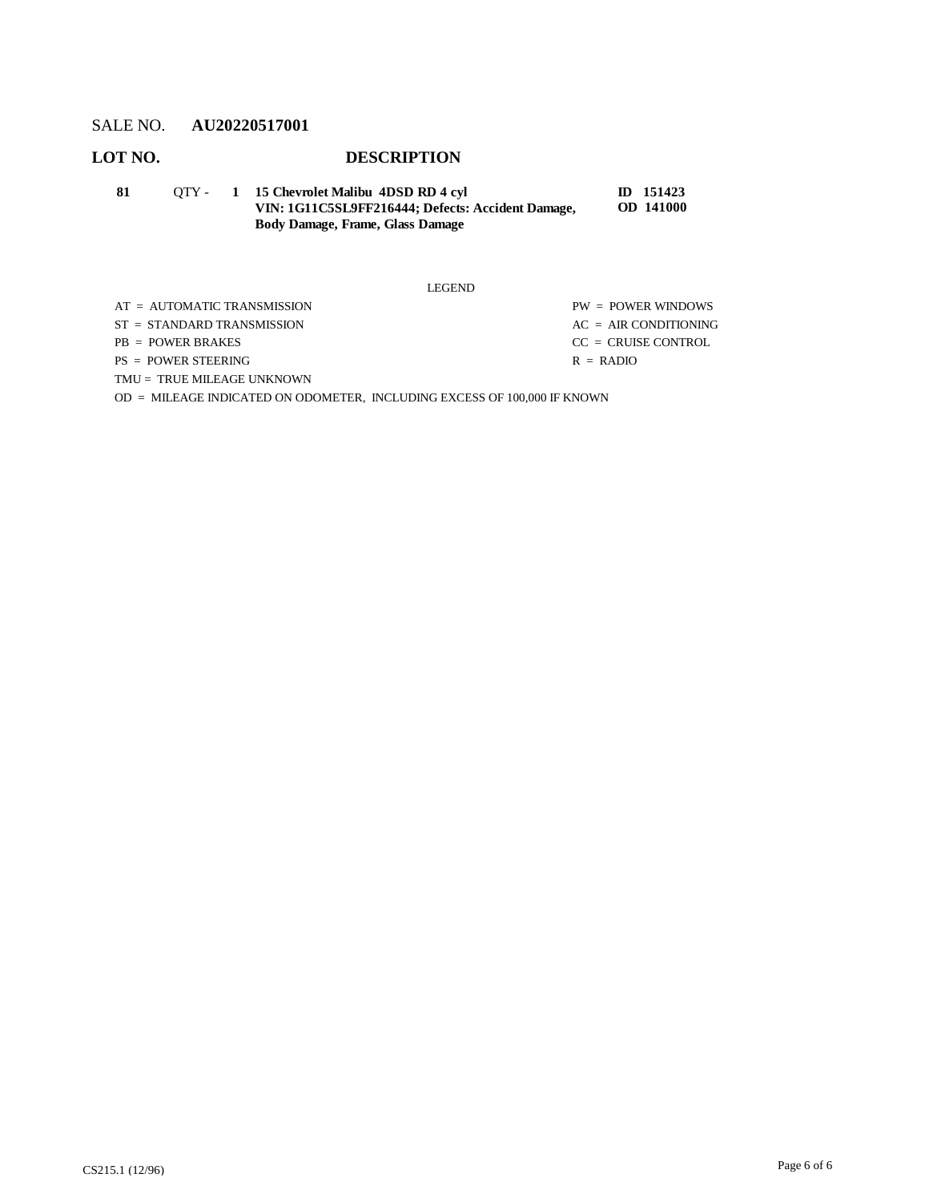SALE NO. **AU20220517001**

| LOT NO. | | | DESCRIPTION | |
|---|---|---|---|---|
| **81** | QTY - | **1** | **15 Chevrolet Malibu 4DSD RD 4 cyl VIN: 1G11C5SL9FF216444; Defects: Accident Damage, Body Damage, Frame, Glass Damage** | **ID 151423 OD 141000** |

LEGEND

AT = AUTOMATIC TRANSMISSION

ST = STANDARD TRANSMISSION

PB = POWER BRAKES

PS = POWER STEERING

TMU = TRUE MILEAGE UNKNOWN

OD = MILEAGE INDICATED ON ODOMETER, INCLUDING EXCESS OF 100,000 IF KNOWN

PW = POWER WINDOWS

AC = AIR CONDITIONING

CC = CRUISE CONTROL

R = RADIO

CS215.1 (12/96)